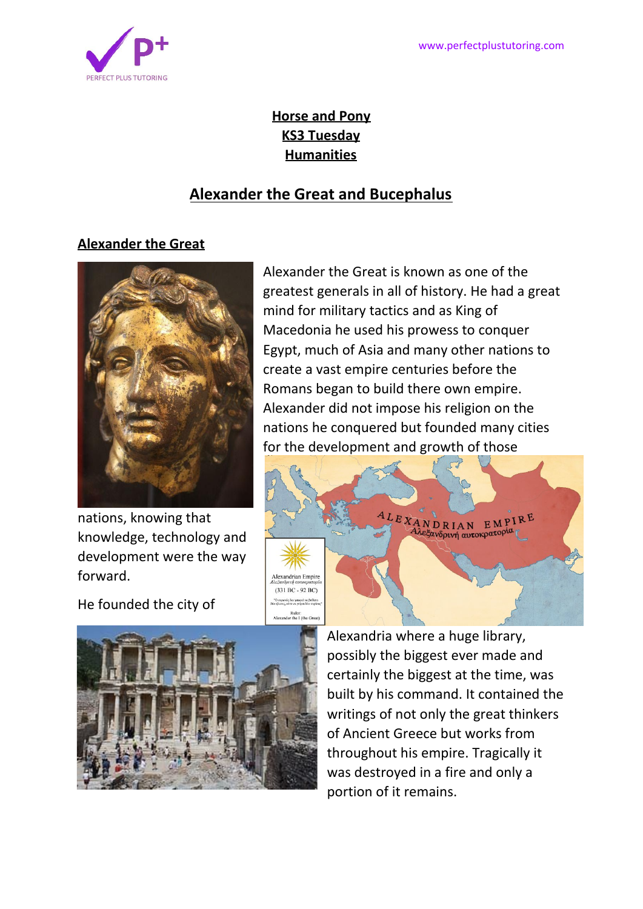# Horse and Pony
## KS3 Tuesday
## Humanities

## Alexander the Great and Bucephalus

### Alexander the Great

Alexander the Great is known as one of the greatest generals in all of history. He had a great mind for military tactics and as King of Macedonia he used his prowess to conquer Egypt, much of Asia and many other nations to create a vast empire centuries before the Romans began to build there own empire. Alexander did not impose his religion on the nations he conquered but founded many cities for the development and growth of those nations, knowing that knowledge, technology and development were the way forward.

He founded the city of Alexandria where a huge library, possibly the biggest ever made and certainly the biggest at the time, was built by his command. It contained the writings of not only the great thinkers of Ancient Greece but works from throughout his empire. Tragically it was destroyed in a fire and only a portion of it remains.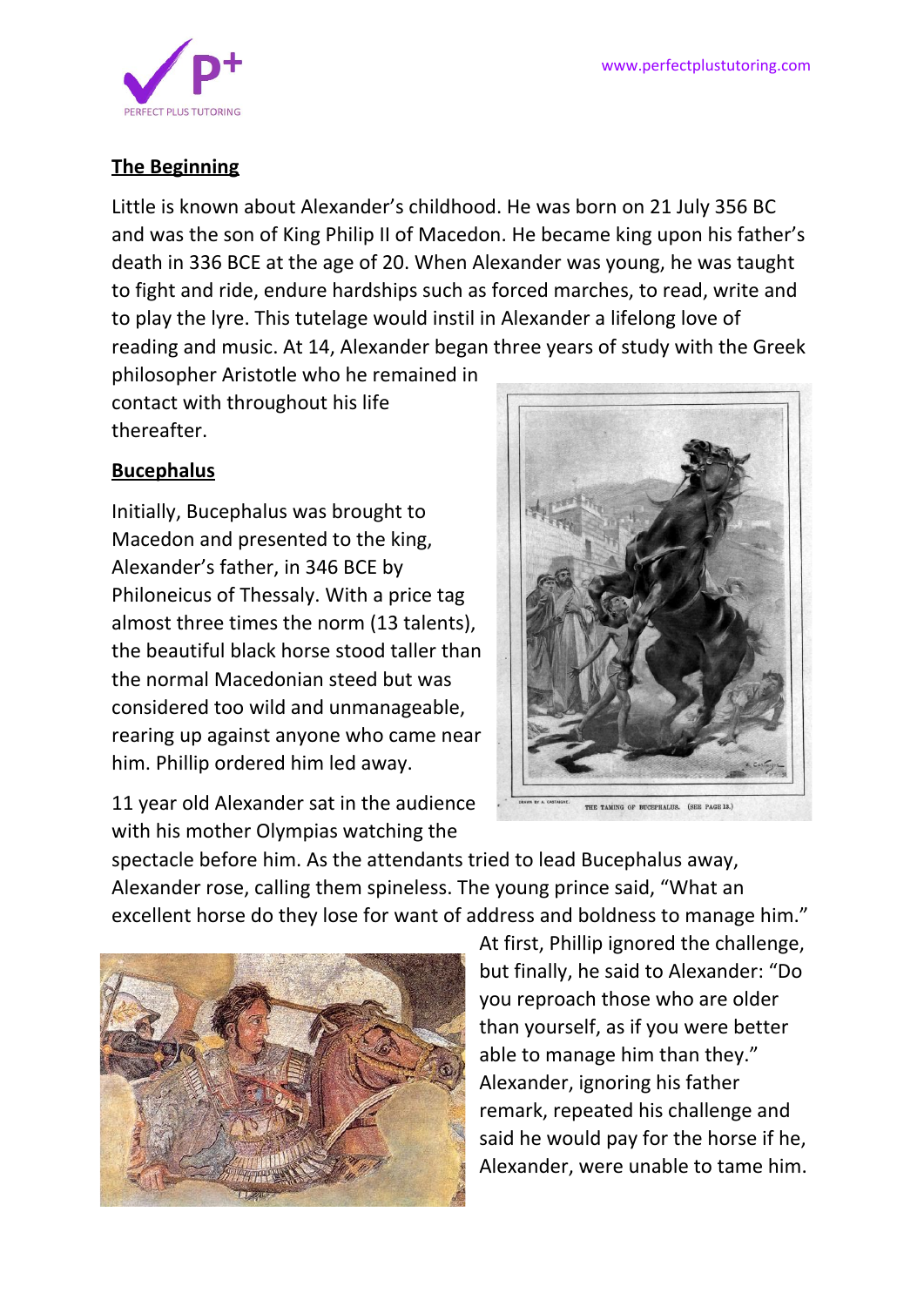## The Beginning

Little is known about Alexander's childhood. He was born on 21 July 356 BC and was the son of King Philip II of Macedon. He became king upon his father's death in 336 BCE at the age of 20. When Alexander was young, he was taught to fight and ride, endure hardships such as forced marches, to read, write and to play the lyre. This tutelage would instil in Alexander a lifelong love of reading and music. At 14, Alexander began three years of study with the Greek philosopher Aristotle who he remained in contact with throughout his life thereafter.

## Bucephalus

Initially, Bucephalus was brought to Macedon and presented to the king, Alexander's father, in 346 BCE by Philoneicus of Thessaly. With a price tag almost three times the norm (13 talents), the beautiful black horse stood taller than the normal Macedonian steed but was considered too wild and unmanageable, rearing up against anyone who came near him. Phillip ordered him led away.

THE TAMING OF BUCEPHALUS. (SEE PAGE 13.)

11 year old Alexander sat in the audience with his mother Olympias watching the spectacle before him. As the attendants tried to lead Bucephalus away, Alexander rose, calling them spineless. The young prince said, "What an excellent horse do they lose for want of address and boldness to manage him."

At first, Phillip ignored the challenge, but finally, he said to Alexander: "Do you reproach those who are older than yourself, as if you were better able to manage him than they." Alexander, ignoring his father remark, repeated his challenge and said he would pay for the horse if he, Alexander, were unable to tame him.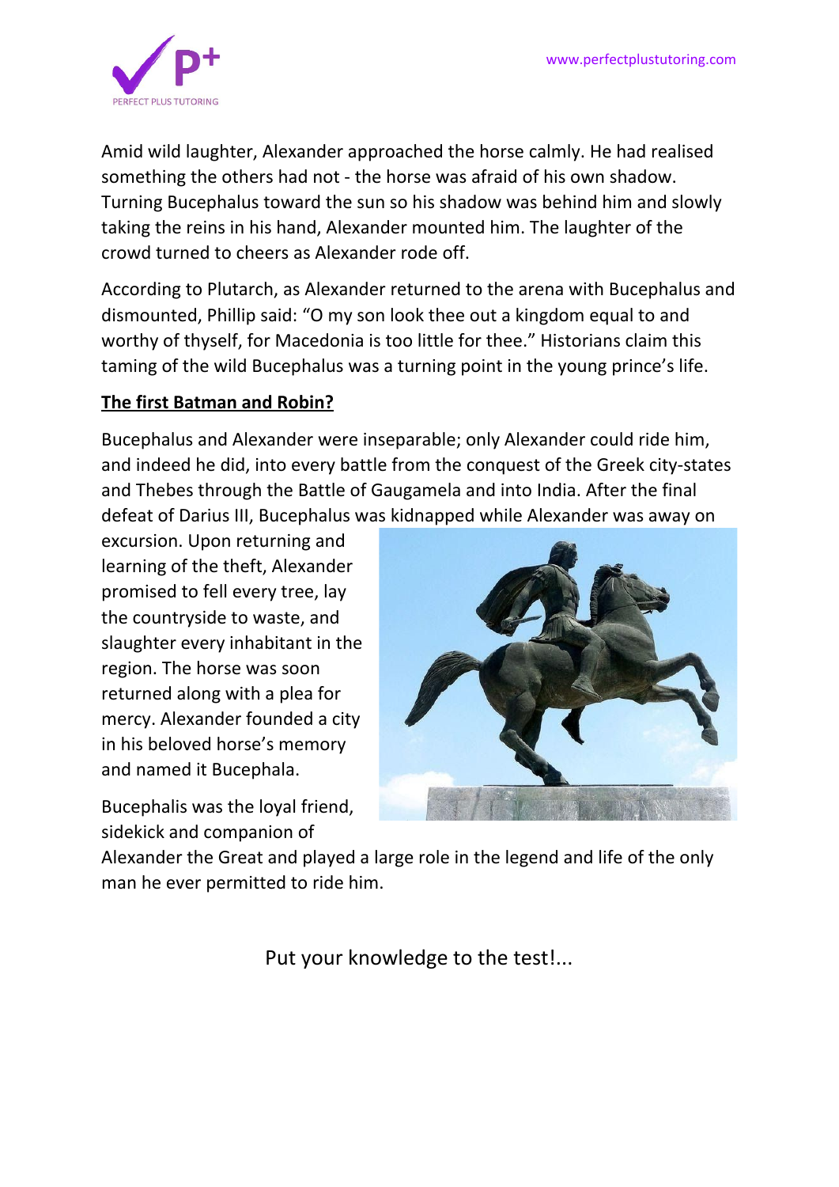Amid wild laughter, Alexander approached the horse calmly. He had realised something the others had not - the horse was afraid of his own shadow. Turning Bucephalus toward the sun so his shadow was behind him and slowly taking the reins in his hand, Alexander mounted him. The laughter of the crowd turned to cheers as Alexander rode off.

According to Plutarch, as Alexander returned to the arena with Bucephalus and dismounted, Phillip said: "O my son look thee out a kingdom equal to and worthy of thyself, for Macedonia is too little for thee." Historians claim this taming of the wild Bucephalus was a turning point in the young prince's life.

**The first Batman and Robin?**

Bucephalus and Alexander were inseparable; only Alexander could ride him, and indeed he did, into every battle from the conquest of the Greek city-states and Thebes through the Battle of Gaugamela and into India. After the final defeat of Darius III, Bucephalus was kidnapped while Alexander was away on excursion. Upon returning and learning of the theft, Alexander promised to fell every tree, lay the countryside to waste, and slaughter every inhabitant in the region. The horse was soon returned along with a plea for mercy. Alexander founded a city in his beloved horse's memory and named it Bucephala.

Bucephalis was the loyal friend, sidekick and companion of Alexander the Great and played a large role in the legend and life of the only man he ever permitted to ride him.

Put your knowledge to the test!...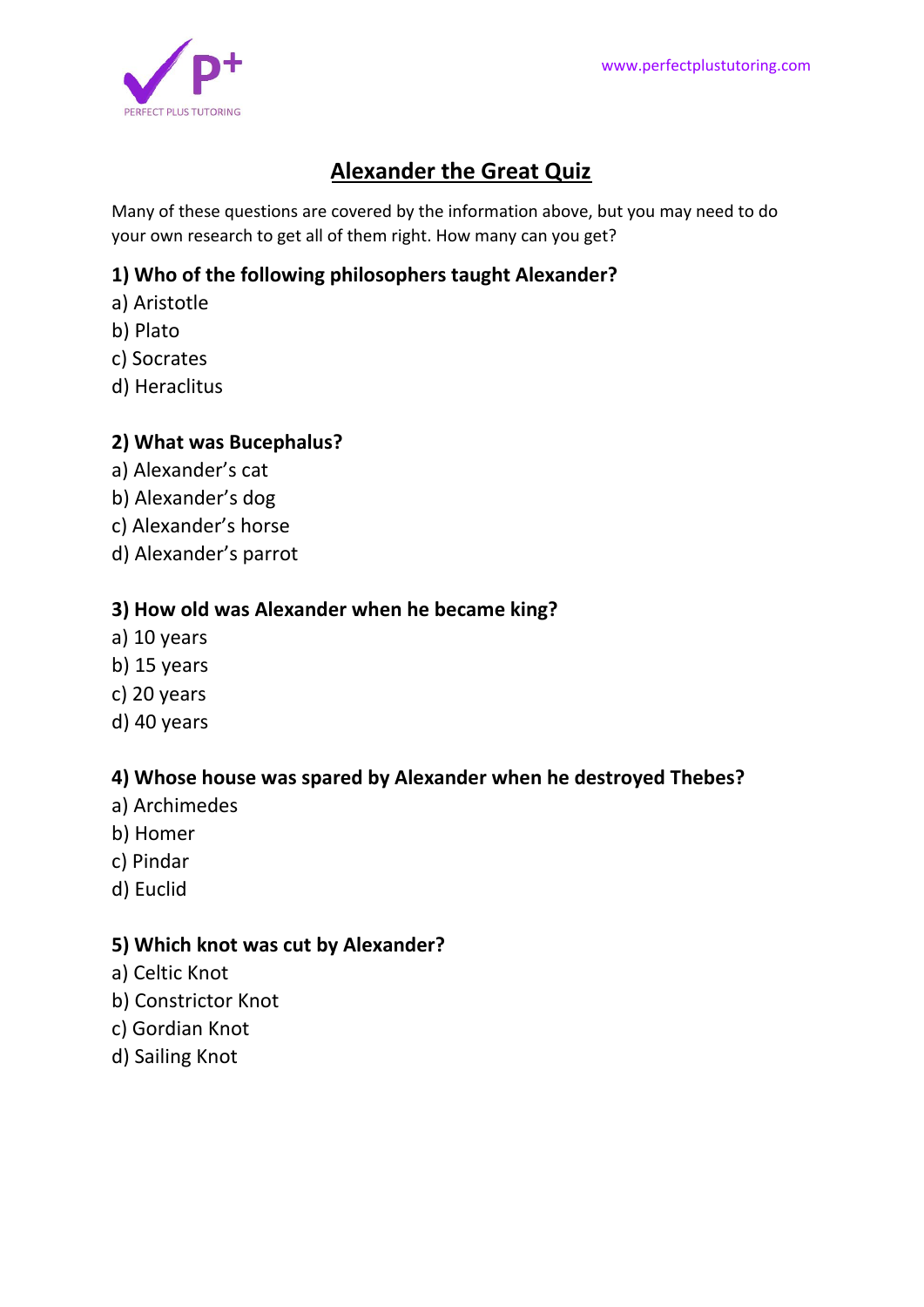# Alexander the Great Quiz

Many of these questions are covered by the information above, but you may need to do your own research to get all of them right. How many can you get?

### 1) Who of the following philosophers taught Alexander?

a) Aristotle
b) Plato
c) Socrates
d) Heraclitus

### 2) What was Bucephalus?

a) Alexander's cat
b) Alexander's dog
c) Alexander's horse
d) Alexander's parrot

### 3) How old was Alexander when he became king?

a) 10 years
b) 15 years
c) 20 years
d) 40 years

### 4) Whose house was spared by Alexander when he destroyed Thebes?

a) Archimedes
b) Homer
c) Pindar
d) Euclid

### 5) Which knot was cut by Alexander?

a) Celtic Knot
b) Constrictor Knot
c) Gordian Knot
d) Sailing Knot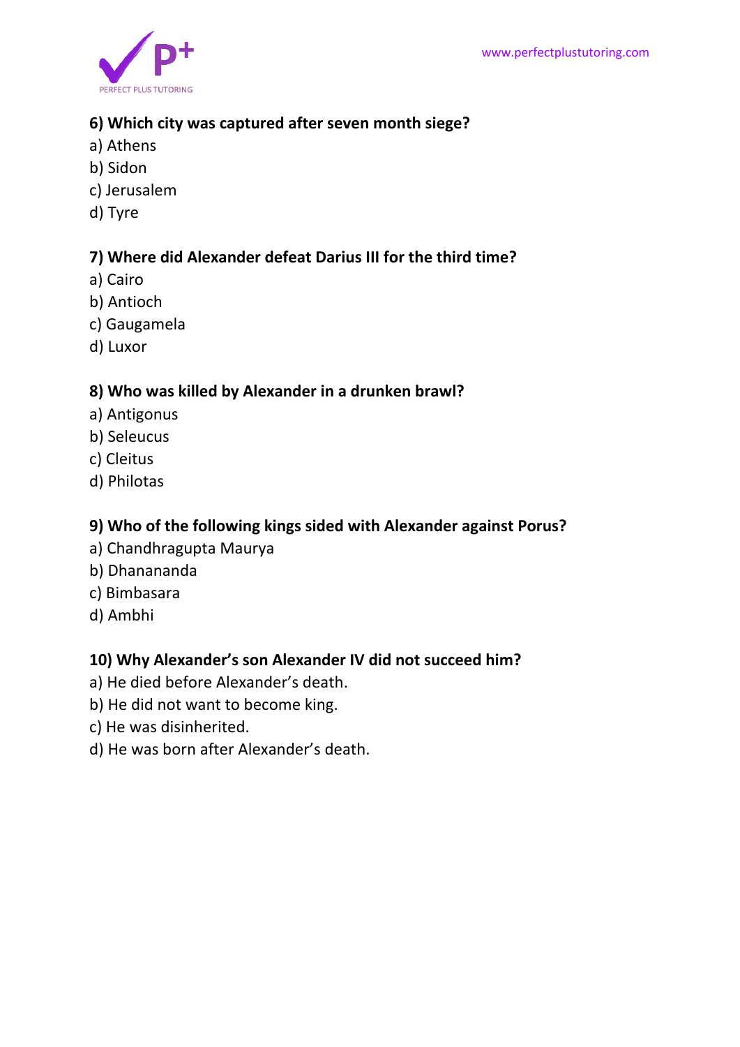**6) Which city was captured after seven month siege?**

a) Athens
b) Sidon
c) Jerusalem
d) Tyre

**7) Where did Alexander defeat Darius III for the third time?**

a) Cairo
b) Antioch
c) Gaugamela
d) Luxor

**8) Who was killed by Alexander in a drunken brawl?**

a) Antigonus
b) Seleucus
c) Cleitus
d) Philotas

**9) Who of the following kings sided with Alexander against Porus?**

a) Chandhragupta Maurya
b) Dhanananda
c) Bimbasara
d) Ambhi

**10) Why Alexander's son Alexander IV did not succeed him?**

a) He died before Alexander's death.
b) He did not want to become king.
c) He was disinherited.
d) He was born after Alexander's death.